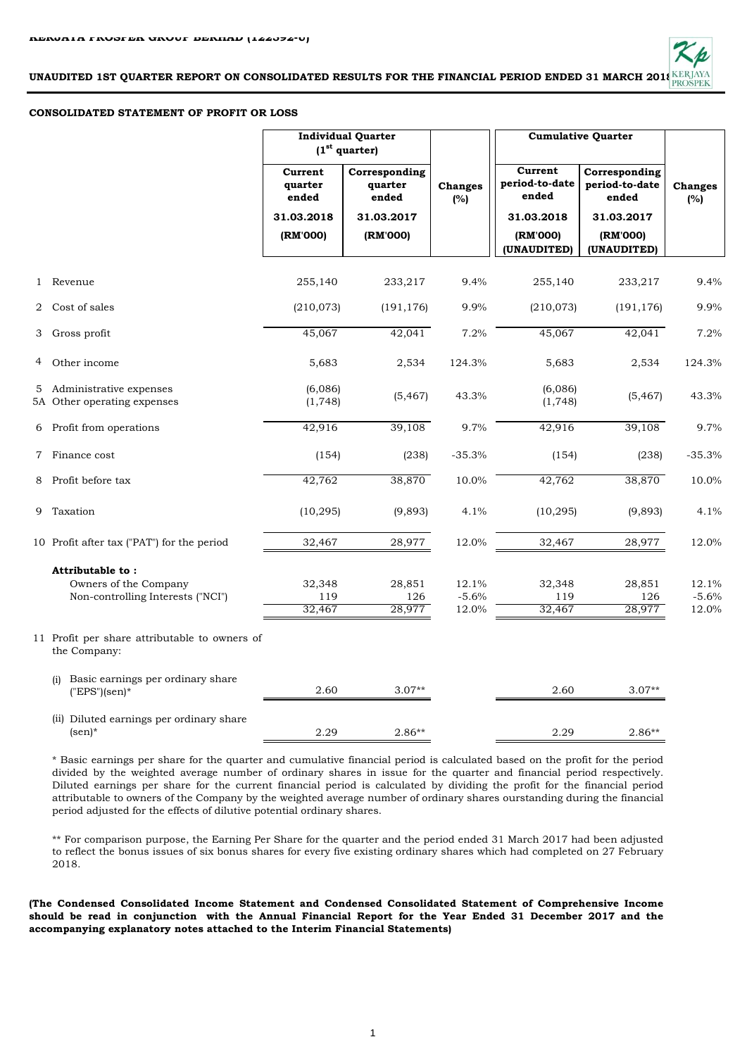KERJAYA PROSPER GROUP BERHAD (122592-U)

**UNAUDITED 1ST QUARTER REPORT ON CONSOLIDATED RESULTS FOR THE FINANCIAL PERIOD ENDED 31 MARCH 2018**

**CONSOLIDATED STATEMENT OF PROFIT OR LOSS**

| | | Individual Quarter (1st quarter) | | | Cumulative Quarter | | |
|---|---|---|---|---|---|---|---|
| | | **Current quarter ended 31.03.2018 (RM'000)** | **Corresponding quarter ended 31.03.2017 (RM'000)** | **Changes (%)** | **Current period-to-date ended 31.03.2018 (RM'000) (UNAUDITED)** | **Corresponding period-to-date ended 31.03.2017 (RM'000) (UNAUDITED)** | **Changes (%)** |
| 1 | Revenue | 255,140 | 233,217 | 9.4% | 255,140 | 233,217 | 9.4% |
| 2 | Cost of sales | (210,073) | (191,176) | 9.9% | (210,073) | (191,176) | 9.9% |
| 3 | Gross profit | 45,067 | 42,041 | 7.2% | 45,067 | 42,041 | 7.2% |
| 4 | Other income | 5,683 | 2,534 | 124.3% | 5,683 | 2,534 | 124.3% |
| 5 | Administrative expenses | (6,086) | (5,467) | 43.3% | (6,086) | (5,467) | 43.3% |
| 5A | Other operating expenses | (1,748) | | | (1,748) | | |
| 6 | Profit from operations | 42,916 | 39,108 | 9.7% | 42,916 | 39,108 | 9.7% |
| 7 | Finance cost | (154) | (238) | -35.3% | (154) | (238) | -35.3% |
| 8 | Profit before tax | 42,762 | 38,870 | 10.0% | 42,762 | 38,870 | 10.0% |
| 9 | Taxation | (10,295) | (9,893) | 4.1% | (10,295) | (9,893) | 4.1% |
| 10 | Profit after tax ("PAT") for the period | 32,467 | 28,977 | 12.0% | 32,467 | 28,977 | 12.0% |
| | **Attributable to :** | | | | | | |
| | Owners of the Company | 32,348 | 28,851 | 12.1% | 32,348 | 28,851 | 12.1% |
| | Non-controlling Interests ("NCI") | 119 | 126 | -5.6% | 119 | 126 | -5.6% |
| | | 32,467 | 28,977 | 12.0% | 32,467 | 28,977 | 12.0% |
| 11 | Profit per share attributable to owners of the Company: | | | | | | |
| | (i) Basic earnings per ordinary share ("EPS")(sen)* | 2.60 | 3.07** | | 2.60 | 3.07** | |
| | (ii) Diluted earnings per ordinary share (sen)* | 2.29 | 2.86** | | 2.29 | 2.86** | |

* Basic earnings per share for the quarter and cumulative financial period is calculated based on the profit for the period divided by the weighted average number of ordinary shares in issue for the quarter and financial period respectively. Diluted earnings per share for the current financial period is calculated by dividing the profit for the financial period attributable to owners of the Company by the weighted average number of ordinary shares ourstanding during the financial period adjusted for the effects of dilutive potential ordinary shares.

** For comparison purpose, the Earning Per Share for the quarter and the period ended 31 March 2017 had been adjusted to reflect the bonus issues of six bonus shares for every five existing ordinary shares which had completed on 27 February 2018.

**(The Condensed Consolidated Income Statement and Condensed Consolidated Statement of Comprehensive Income should be read in conjunction with the Annual Financial Report for the Year Ended 31 December 2017 and the accompanying explanatory notes attached to the Interim Financial Statements)**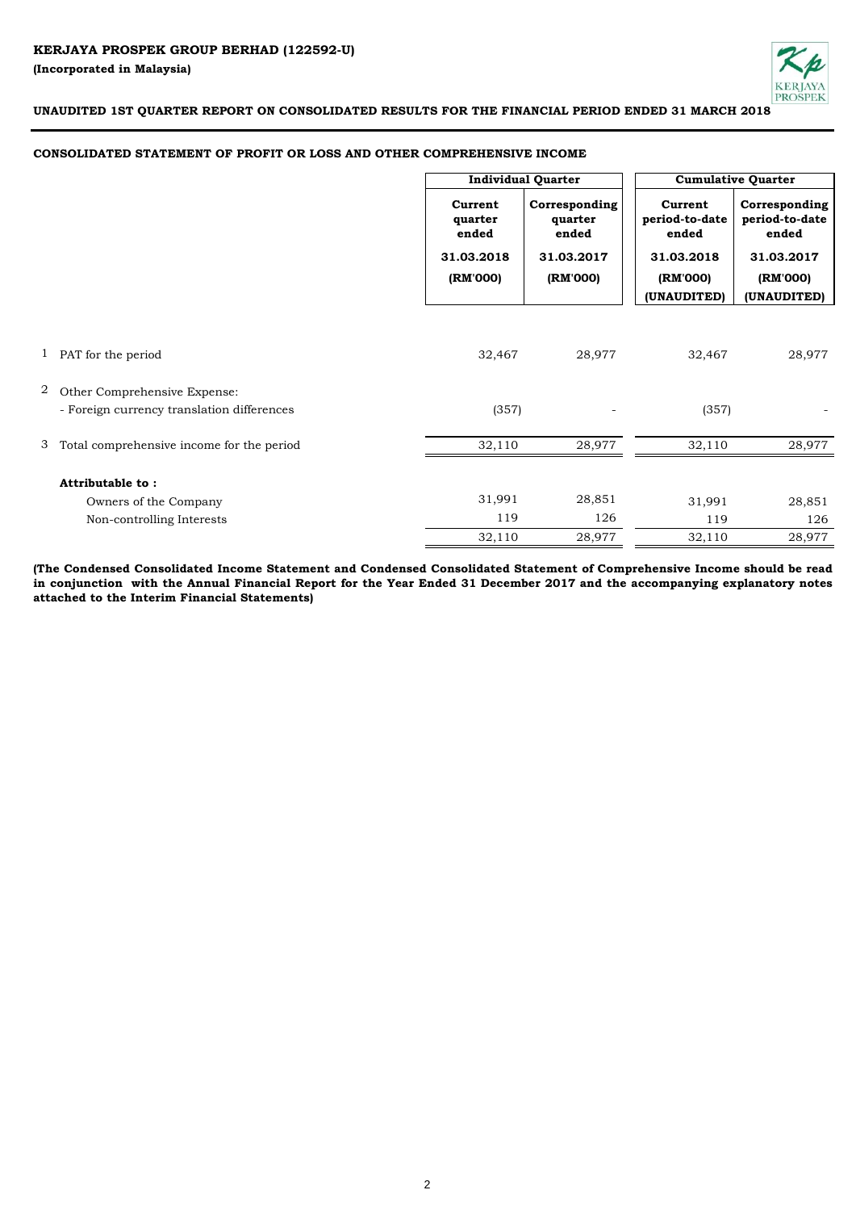**KERJAYA PROSPEK GROUP BERHAD (122592-U)**

**(Incorporated in Malaysia)**

**UNAUDITED 1ST QUARTER REPORT ON CONSOLIDATED RESULTS FOR THE FINANCIAL PERIOD ENDED 31 MARCH 2018**

**CONSOLIDATED STATEMENT OF PROFIT OR LOSS AND OTHER COMPREHENSIVE INCOME**

| | | Individual Quarter | | Cumulative Quarter | |
|---|---|---|---|---|---|
| | | Current quarter ended | Corresponding quarter ended | Current period-to-date ended | Corresponding period-to-date ended |
| | | 31.03.2018 | 31.03.2017 | 31.03.2018 | 31.03.2017 |
| | | (RM'000) | (RM'000) | (RM'000) | (RM'000) |
| | | | | (UNAUDITED) | (UNAUDITED) |
| 1 | PAT for the period | 32,467 | 28,977 | 32,467 | 28,977 |
| 2 | Other Comprehensive Expense: | | | | |
| | - Foreign currency translation differences | (357) | - | (357) | - |
| 3 | Total comprehensive income for the period | 32,110 | 28,977 | 32,110 | 28,977 |
| | **Attributable to :** | | | | |
| | Owners of the Company | 31,991 | 28,851 | 31,991 | 28,851 |
| | Non-controlling Interests | 119 | 126 | 119 | 126 |
| | | 32,110 | 28,977 | 32,110 | 28,977 |

**(The Condensed Consolidated Income Statement and Condensed Consolidated Statement of Comprehensive Income should be read in conjunction with the Annual Financial Report for the Year Ended 31 December 2017 and the accompanying explanatory notes attached to the Interim Financial Statements)**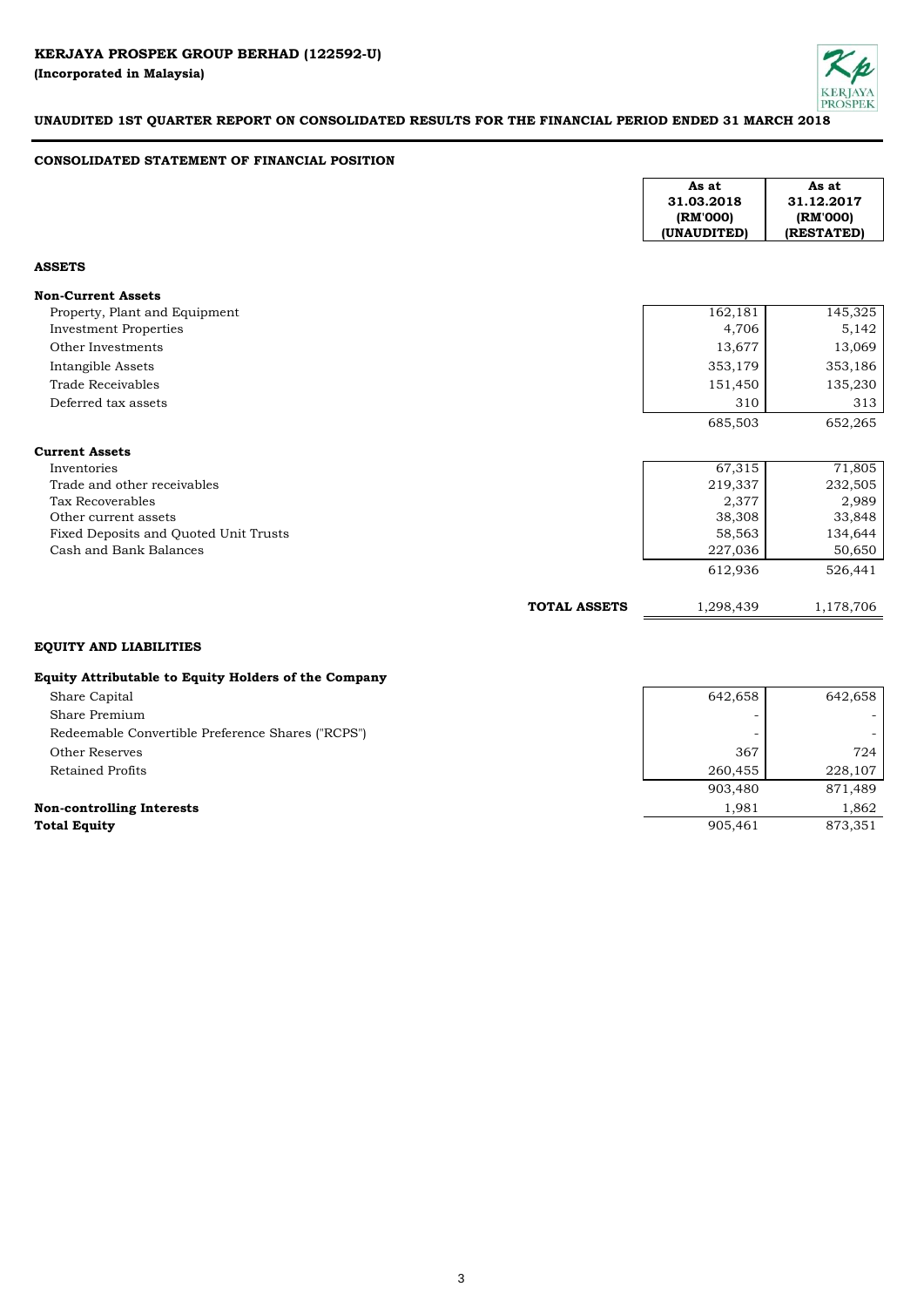**KERJAYA PROSPEK GROUP BERHAD (122592-U)**
**(Incorporated in Malaysia)**

**UNAUDITED 1ST QUARTER REPORT ON CONSOLIDATED RESULTS FOR THE FINANCIAL PERIOD ENDED 31 MARCH 2018**

## CONSOLIDATED STATEMENT OF FINANCIAL POSITION

| | As at 31.03.2018 (RM'000) (UNAUDITED) | As at 31.12.2017 (RM'000) (RESTATED) |
|---|---|---|
| **ASSETS** | | |
| **Non-Current Assets** | | |
| Property, Plant and Equipment | 162,181 | 145,325 |
| Investment Properties | 4,706 | 5,142 |
| Other Investments | 13,677 | 13,069 |
| Intangible Assets | 353,179 | 353,186 |
| Trade Receivables | 151,450 | 135,230 |
| Deferred tax assets | 310 | 313 |
| | 685,503 | 652,265 |
| **Current Assets** | | |
| Inventories | 67,315 | 71,805 |
| Trade and other receivables | 219,337 | 232,505 |
| Tax Recoverables | 2,377 | 2,989 |
| Other current assets | 38,308 | 33,848 |
| Fixed Deposits and Quoted Unit Trusts | 58,563 | 134,644 |
| Cash and Bank Balances | 227,036 | 50,650 |
| | 612,936 | 526,441 |
| **TOTAL ASSETS** | 1,298,439 | 1,178,706 |
| **EQUITY AND LIABILITIES** | | |
| **Equity Attributable to Equity Holders of the Company** | | |
| Share Capital | 642,658 | 642,658 |
| Share Premium | - | - |
| Redeemable Convertible Preference Shares ("RCPS") | - | - |
| Other Reserves | 367 | 724 |
| Retained Profits | 260,455 | 228,107 |
| | 903,480 | 871,489 |
| **Non-controlling Interests** | 1,981 | 1,862 |
| **Total Equity** | 905,461 | 873,351 |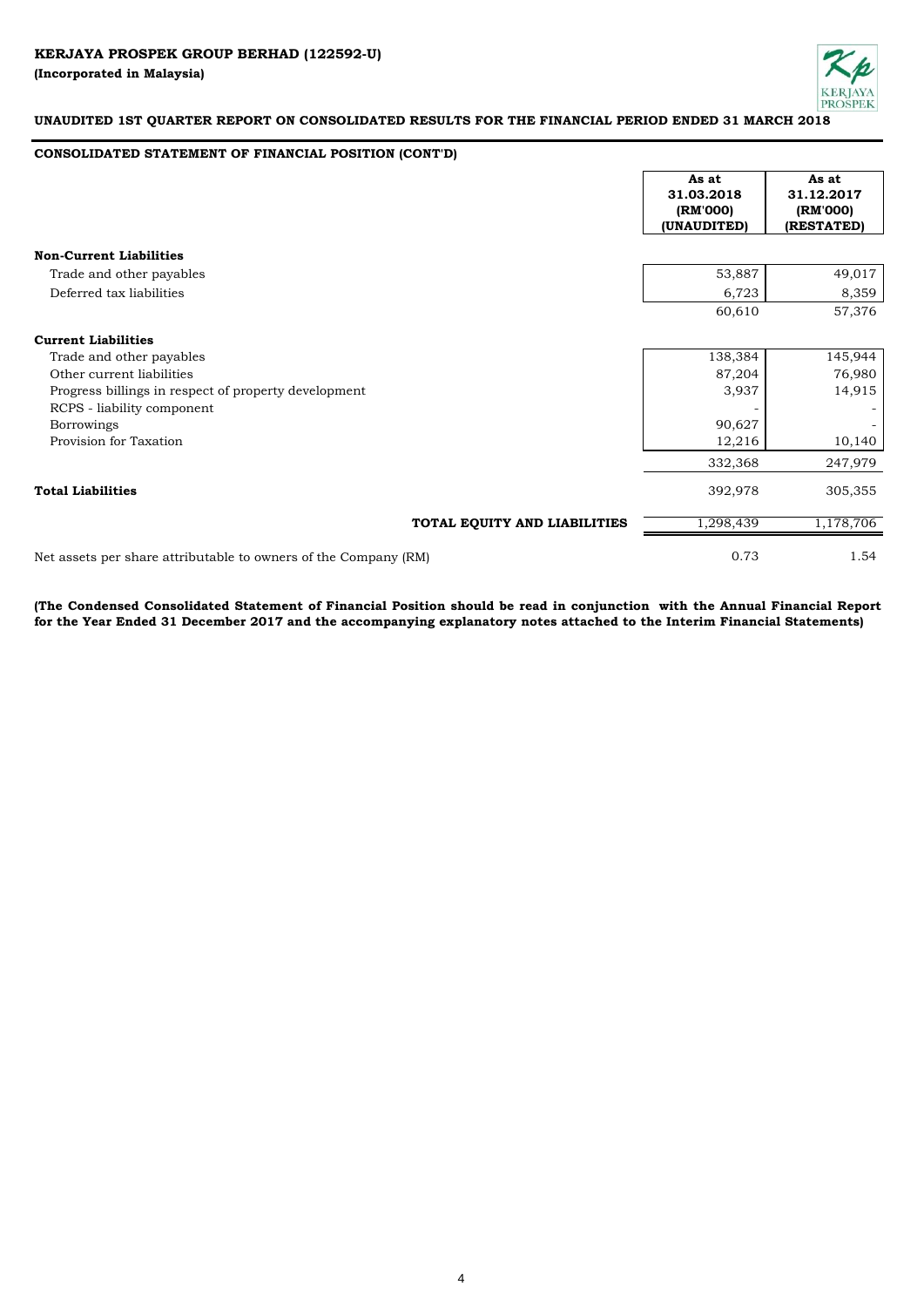**KERJAYA PROSPEK GROUP BERHAD (122592-U)**
**(Incorporated in Malaysia)**

**UNAUDITED 1ST QUARTER REPORT ON CONSOLIDATED RESULTS FOR THE FINANCIAL PERIOD ENDED 31 MARCH 2018**

**CONSOLIDATED STATEMENT OF FINANCIAL POSITION (CONT'D)**

| | As at 31.03.2018 (RM'000) (UNAUDITED) | As at 31.12.2017 (RM'000) (RESTATED) |
|---|---|---|
| **Non-Current Liabilities** | | |
| Trade and other payables | 53,887 | 49,017 |
| Deferred tax liabilities | 6,723 | 8,359 |
| | 60,610 | 57,376 |
| **Current Liabilities** | | |
| Trade and other payables | 138,384 | 145,944 |
| Other current liabilities | 87,204 | 76,980 |
| Progress billings in respect of property development | 3,937 | 14,915 |
| RCPS - liability component | - | - |
| Borrowings | 90,627 | - |
| Provision for Taxation | 12,216 | 10,140 |
| | 332,368 | 247,979 |
| **Total Liabilities** | 392,978 | 305,355 |
| **TOTAL EQUITY AND LIABILITIES** | 1,298,439 | 1,178,706 |
| Net assets per share attributable to owners of the Company (RM) | 0.73 | 1.54 |

**(The Condensed Consolidated Statement of Financial Position should be read in conjunction with the Annual Financial Report for the Year Ended 31 December 2017 and the accompanying explanatory notes attached to the Interim Financial Statements)**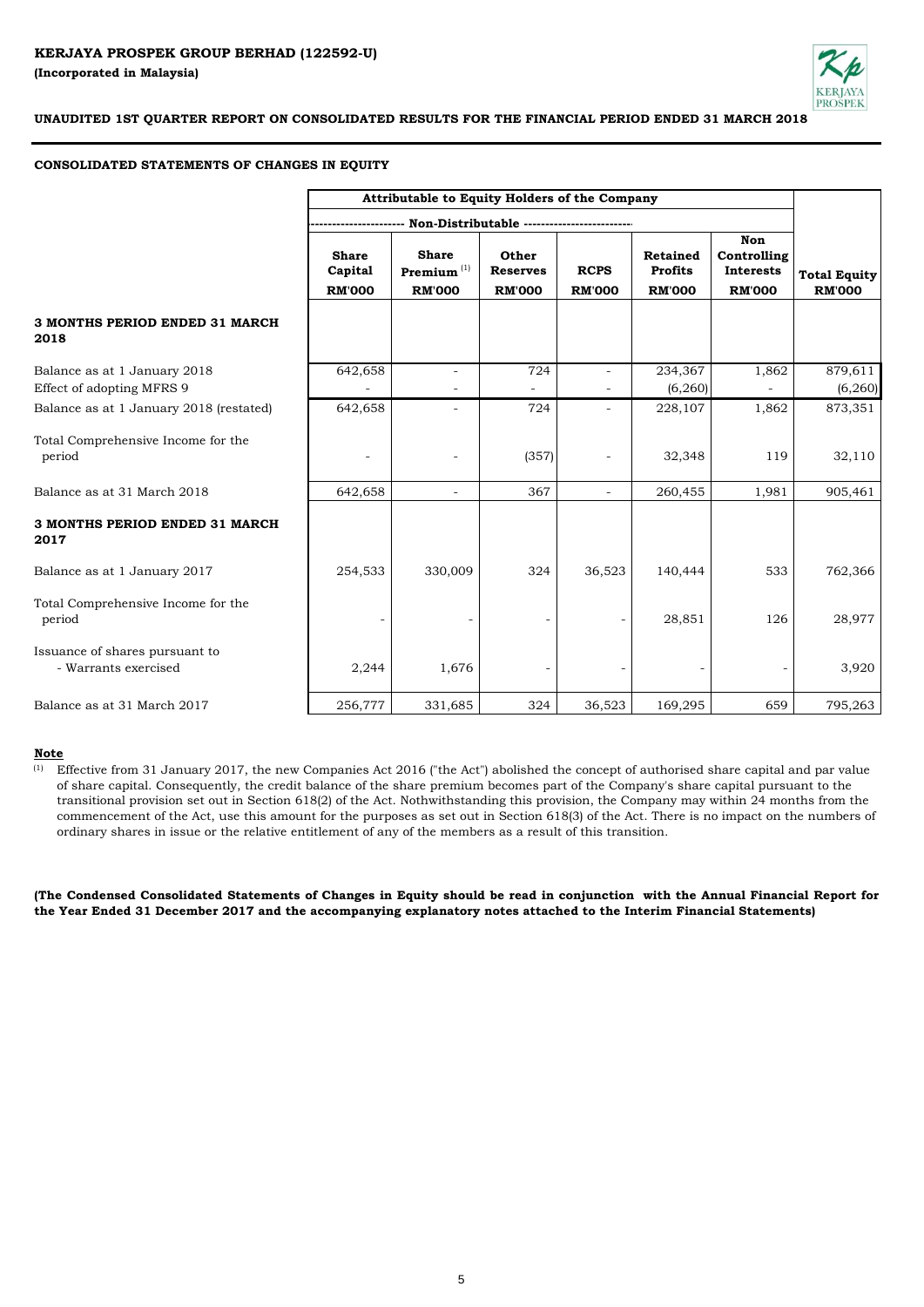**KERJAYA PROSPEK GROUP BERHAD (122592-U)**

**(Incorporated in Malaysia)**

**UNAUDITED 1ST QUARTER REPORT ON CONSOLIDATED RESULTS FOR THE FINANCIAL PERIOD ENDED 31 MARCH 2018**

**CONSOLIDATED STATEMENTS OF CHANGES IN EQUITY**

| | Attributable to Equity Holders of the Company | | | | | | |
|---|---|---|---|---|---|---|---|
| | Non-Distributable | | | | | | |
| | Share Capital RM'000 | Share Premium [1] RM'000 | Other Reserves RM'000 | RCPS RM'000 | Retained Profits RM'000 | Non Controlling Interests RM'000 | Total Equity RM'000 |
| **3 MONTHS PERIOD ENDED 31 MARCH 2018** | | | | | | | |
| Balance as at 1 January 2018 | 642,658 | - | 724 | - | 234,367 | 1,862 | 879,611 |
| Effect of adopting MFRS 9 | - | - | - | - | (6,260) | - | (6,260) |
| Balance as at 1 January 2018 (restated) | 642,658 | - | 724 | - | 228,107 | 1,862 | 873,351 |
| Total Comprehensive Income for the period | - | - | (357) | - | 32,348 | 119 | 32,110 |
| Balance as at 31 March 2018 | 642,658 | - | 367 | - | 260,455 | 1,981 | 905,461 |
| **3 MONTHS PERIOD ENDED 31 MARCH 2017** | | | | | | | |
| Balance as at 1 January 2017 | 254,533 | 330,009 | 324 | 36,523 | 140,444 | 533 | 762,366 |
| Total Comprehensive Income for the period | - | - | - | - | 28,851 | 126 | 28,977 |
| Issuance of shares pursuant to - Warrants exercised | 2,244 | 1,676 | - | - | - | - | 3,920 |
| Balance as at 31 March 2017 | 256,777 | 331,685 | 324 | 36,523 | 169,295 | 659 | 795,263 |

**Note**

[1] Effective from 31 January 2017, the new Companies Act 2016 ("the Act") abolished the concept of authorised share capital and par value of share capital. Consequently, the credit balance of the share premium becomes part of the Company's share capital pursuant to the transitional provision set out in Section 618(2) of the Act. Nothwithstanding this provision, the Company may within 24 months from the commencement of the Act, use this amount for the purposes as set out in Section 618(3) of the Act. There is no impact on the numbers of ordinary shares in issue or the relative entitlement of any of the members as a result of this transition.

**(The Condensed Consolidated Statements of Changes in Equity should be read in conjunction with the Annual Financial Report for the Year Ended 31 December 2017 and the accompanying explanatory notes attached to the Interim Financial Statements)**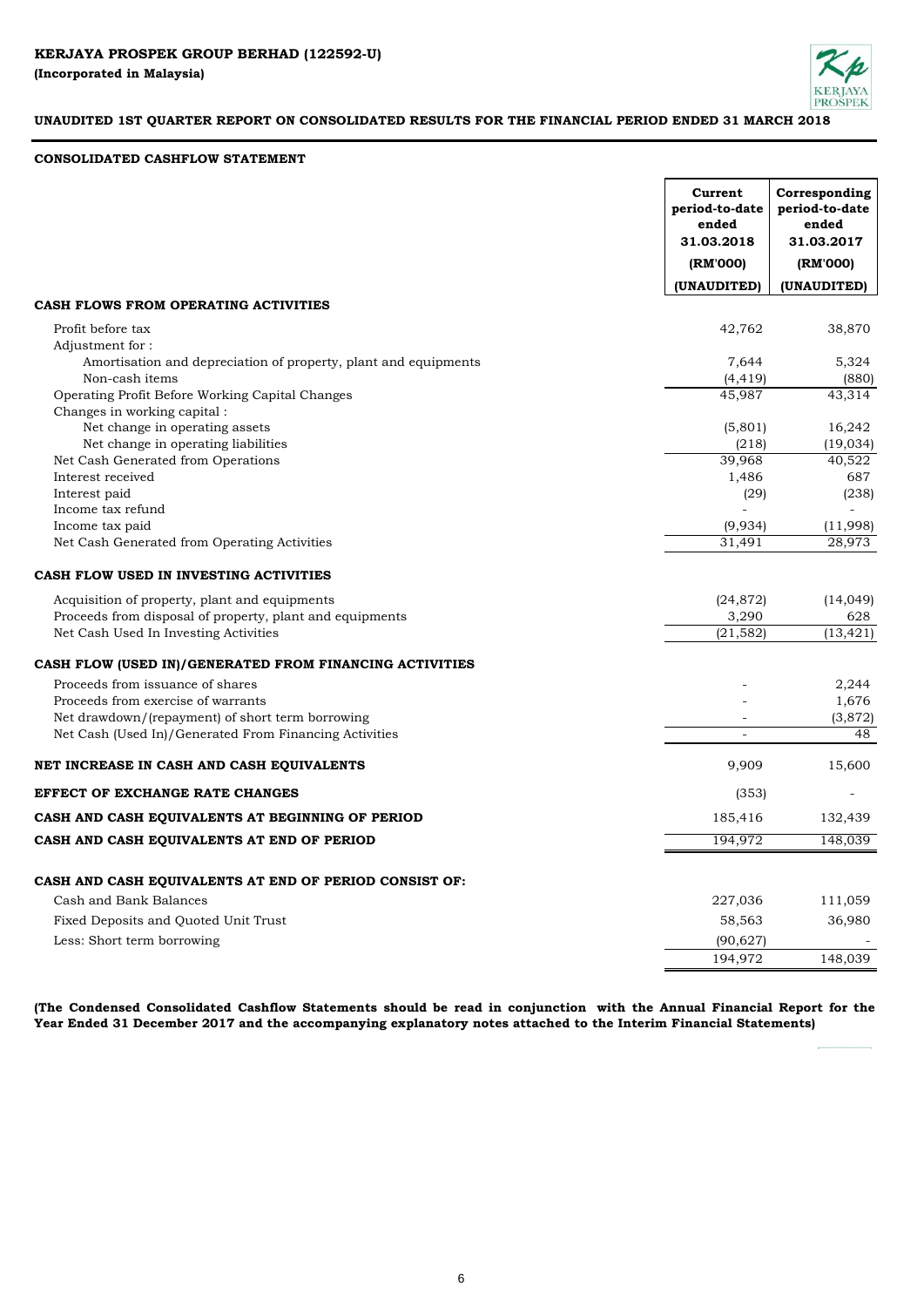**KERJAYA PROSPEK GROUP BERHAD (122592-U)**
**(Incorporated in Malaysia)**

**UNAUDITED 1ST QUARTER REPORT ON CONSOLIDATED RESULTS FOR THE FINANCIAL PERIOD ENDED 31 MARCH 2018**

**CONSOLIDATED CASHFLOW STATEMENT**

| | Current period-to-date ended 31.03.2018 (RM'000) (UNAUDITED) | Corresponding period-to-date ended 31.03.2017 (RM'000) (UNAUDITED) |
|---|---|---|
| **CASH FLOWS FROM OPERATING ACTIVITIES** | | |
| Profit before tax | 42,762 | 38,870 |
| Adjustment for : | | |
| Amortisation and depreciation of property, plant and equipments | 7,644 | 5,324 |
| Non-cash items | (4,419) | (880) |
| Operating Profit Before Working Capital Changes | 45,987 | 43,314 |
| Changes in working capital : | | |
| Net change in operating assets | (5,801) | 16,242 |
| Net change in operating liabilities | (218) | (19,034) |
| Net Cash Generated from Operations | 39,968 | 40,522 |
| Interest received | 1,486 | 687 |
| Interest paid | (29) | (238) |
| Income tax refund | - | - |
| Income tax paid | (9,934) | (11,998) |
| Net Cash Generated from Operating Activities | 31,491 | 28,973 |
| **CASH FLOW USED IN INVESTING ACTIVITIES** | | |
| Acquisition of property, plant and equipments | (24,872) | (14,049) |
| Proceeds from disposal of property, plant and equipments | 3,290 | 628 |
| Net Cash Used In Investing Activities | (21,582) | (13,421) |
| **CASH FLOW (USED IN)/GENERATED FROM FINANCING ACTIVITIES** | | |
| Proceeds from issuance of shares | - | 2,244 |
| Proceeds from exercise of warrants | - | 1,676 |
| Net drawdown/(repayment) of short term borrowing | - | (3,872) |
| Net Cash (Used In)/Generated From Financing Activities | - | 48 |
| **NET INCREASE IN CASH AND CASH EQUIVALENTS** | 9,909 | 15,600 |
| **EFFECT OF EXCHANGE RATE CHANGES** | (353) | - |
| **CASH AND CASH EQUIVALENTS AT BEGINNING OF PERIOD** | 185,416 | 132,439 |
| **CASH AND CASH EQUIVALENTS AT END OF PERIOD** | 194,972 | 148,039 |
| **CASH AND CASH EQUIVALENTS AT END OF PERIOD CONSIST OF:** | | |
| Cash and Bank Balances | 227,036 | 111,059 |
| Fixed Deposits and Quoted Unit Trust | 58,563 | 36,980 |
| Less: Short term borrowing | (90,627) | - |
| | 194,972 | 148,039 |

**(The Condensed Consolidated Cashflow Statements should be read in conjunction with the Annual Financial Report for the Year Ended 31 December 2017 and the accompanying explanatory notes attached to the Interim Financial Statements)**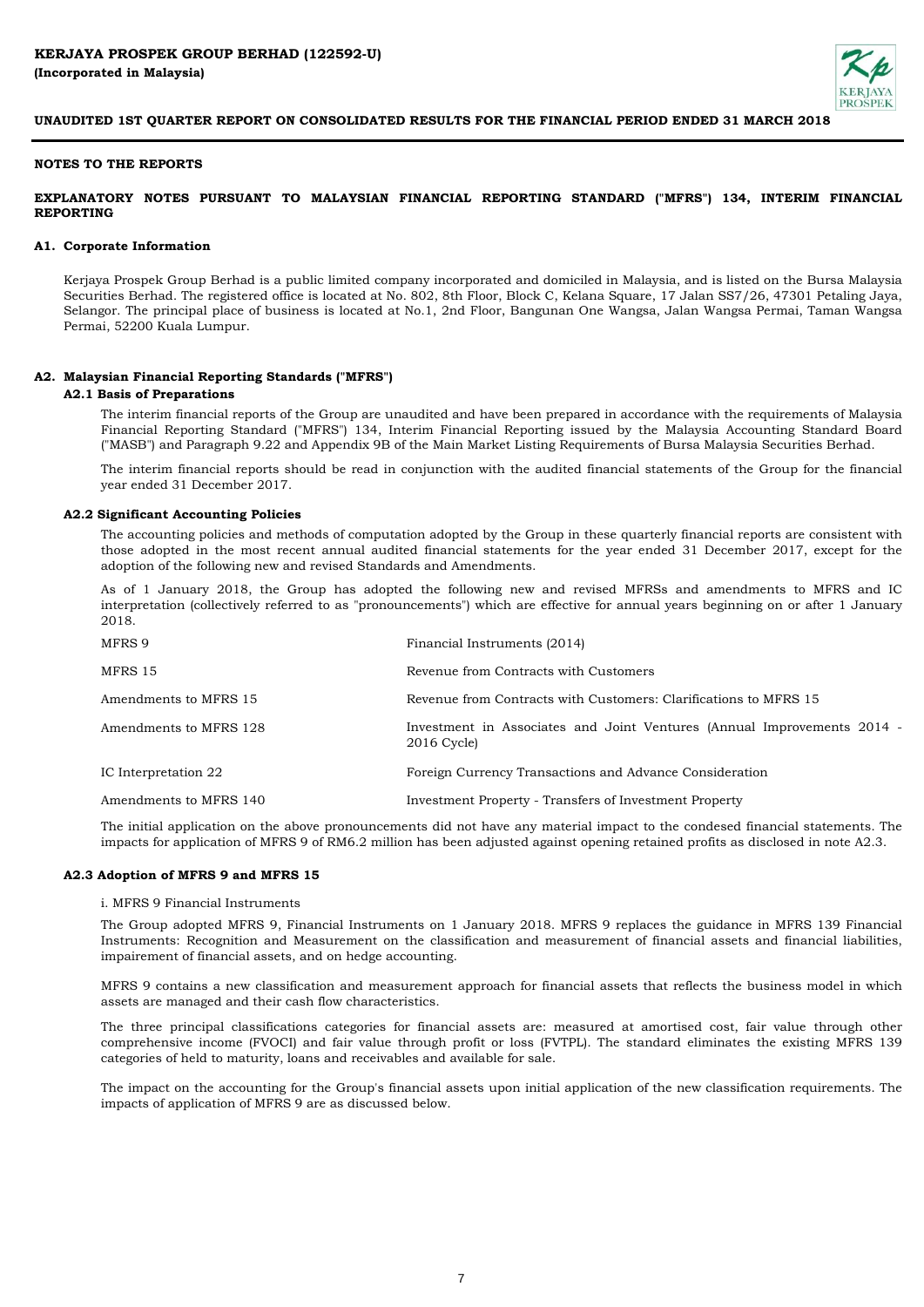**KERJAYA PROSPEK GROUP BERHAD (122592-U)**
**(Incorporated in Malaysia)**

**UNAUDITED 1ST QUARTER REPORT ON CONSOLIDATED RESULTS FOR THE FINANCIAL PERIOD ENDED 31 MARCH 2018**

## NOTES TO THE REPORTS

### EXPLANATORY NOTES PURSUANT TO MALAYSIAN FINANCIAL REPORTING STANDARD ("MFRS") 134, INTERIM FINANCIAL REPORTING

### A1. Corporate Information

Kerjaya Prospek Group Berhad is a public limited company incorporated and domiciled in Malaysia, and is listed on the Bursa Malaysia Securities Berhad. The registered office is located at No. 802, 8th Floor, Block C, Kelana Square, 17 Jalan SS7/26, 47301 Petaling Jaya, Selangor. The principal place of business is located at No.1, 2nd Floor, Bangunan One Wangsa, Jalan Wangsa Permai, Taman Wangsa Permai, 52200 Kuala Lumpur.

### A2. Malaysian Financial Reporting Standards ("MFRS")

#### A2.1 Basis of Preparations

The interim financial reports of the Group are unaudited and have been prepared in accordance with the requirements of Malaysia Financial Reporting Standard ("MFRS") 134, Interim Financial Reporting issued by the Malaysia Accounting Standard Board ("MASB") and Paragraph 9.22 and Appendix 9B of the Main Market Listing Requirements of Bursa Malaysia Securities Berhad.

The interim financial reports should be read in conjunction with the audited financial statements of the Group for the financial year ended 31 December 2017.

#### A2.2 Significant Accounting Policies

The accounting policies and methods of computation adopted by the Group in these quarterly financial reports are consistent with those adopted in the most recent annual audited financial statements for the year ended 31 December 2017, except for the adoption of the following new and revised Standards and Amendments.

As of 1 January 2018, the Group has adopted the following new and revised MFRSs and amendments to MFRS and IC interpretation (collectively referred to as "pronouncements") which are effective for annual years beginning on or after 1 January 2018.

| | |
|---|---|
| MFRS 9 | Financial Instruments (2014) |
| MFRS 15 | Revenue from Contracts with Customers |
| Amendments to MFRS 15 | Revenue from Contracts with Customers: Clarifications to MFRS 15 |
| Amendments to MFRS 128 | Investment in Associates and Joint Ventures (Annual Improvements 2014 - 2016 Cycle) |
| IC Interpretation 22 | Foreign Currency Transactions and Advance Consideration |
| Amendments to MFRS 140 | Investment Property - Transfers of Investment Property |

The initial application on the above pronouncements did not have any material impact to the condesed financial statements. The impacts for application of MFRS 9 of RM6.2 million has been adjusted against opening retained profits as disclosed in note A2.3.

#### A2.3 Adoption of MFRS 9 and MFRS 15

i. MFRS 9 Financial Instruments

The Group adopted MFRS 9, Financial Instruments on 1 January 2018. MFRS 9 replaces the guidance in MFRS 139 Financial Instruments: Recognition and Measurement on the classification and measurement of financial assets and financial liabilities, impairement of financial assets, and on hedge accounting.

MFRS 9 contains a new classification and measurement approach for financial assets that reflects the business model in which assets are managed and their cash flow characteristics.

The three principal classifications categories for financial assets are: measured at amortised cost, fair value through other comprehensive income (FVOCI) and fair value through profit or loss (FVTPL). The standard eliminates the existing MFRS 139 categories of held to maturity, loans and receivables and available for sale.

The impact on the accounting for the Group's financial assets upon initial application of the new classification requirements. The impacts of application of MFRS 9 are as discussed below.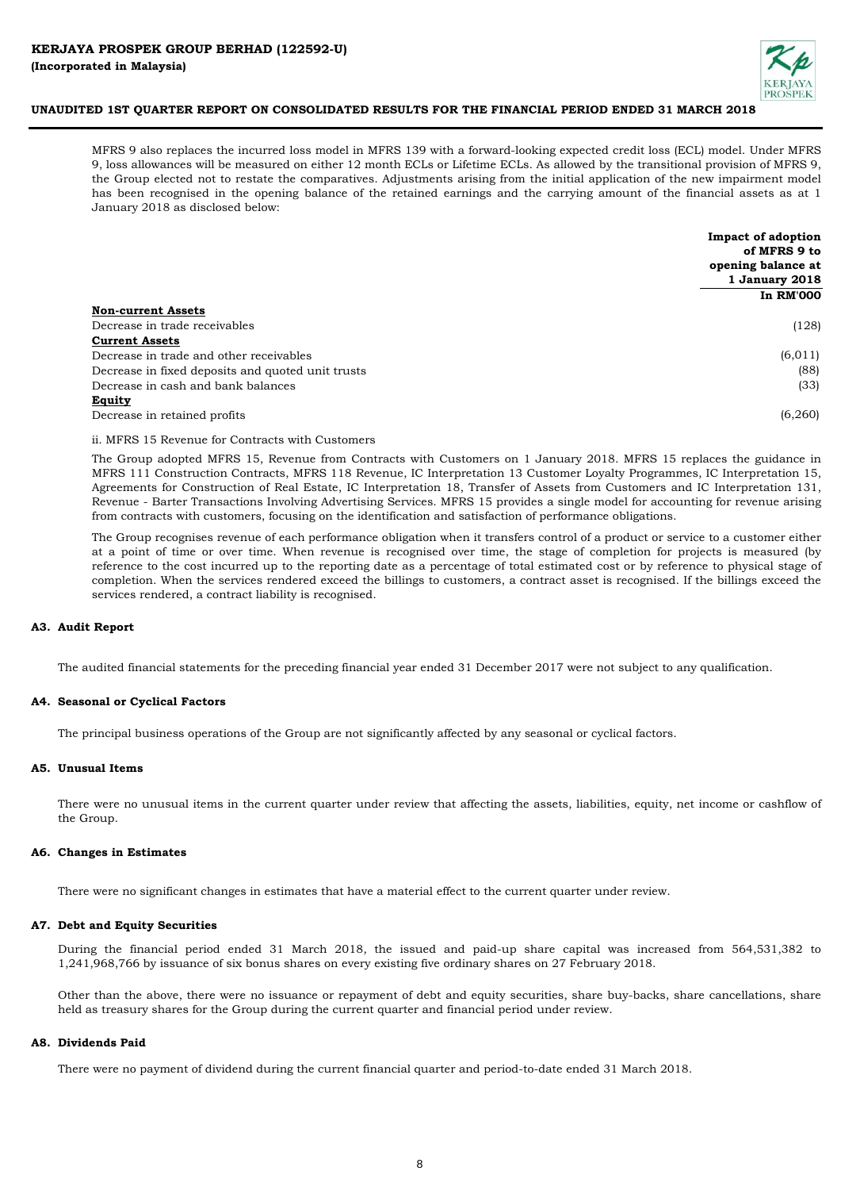MFRS 9 also replaces the incurred loss model in MFRS 139 with a forward-looking expected credit loss (ECL) model. Under MFRS 9, loss allowances will be measured on either 12 month ECLs or Lifetime ECLs. As allowed by the transitional provision of MFRS 9, the Group elected not to restate the comparatives. Adjustments arising from the initial application of the new impairment model has been recognised in the opening balance of the retained earnings and the carrying amount of the financial assets as at 1 January 2018 as disclosed below:

| | **Impact of adoption of MFRS 9 to opening balance at 1 January 2018** |
|---|---|
| | **In RM'000** |
| **Non-current Assets** | |
| Decrease in trade receivables | (128) |
| **Current Assets** | |
| Decrease in trade and other receivables | (6,011) |
| Decrease in fixed deposits and quoted unit trusts | (88) |
| Decrease in cash and bank balances | (33) |
| **Equity** | |
| Decrease in retained profits | (6,260) |

ii. MFRS 15 Revenue for Contracts with Customers

The Group adopted MFRS 15, Revenue from Contracts with Customers on 1 January 2018. MFRS 15 replaces the guidance in MFRS 111 Construction Contracts, MFRS 118 Revenue, IC Interpretation 13 Customer Loyalty Programmes, IC Interpretation 15, Agreements for Construction of Real Estate, IC Interpretation 18, Transfer of Assets from Customers and IC Interpretation 131, Revenue - Barter Transactions Involving Advertising Services. MFRS 15 provides a single model for accounting for revenue arising from contracts with customers, focusing on the identification and satisfaction of performance obligations.

The Group recognises revenue of each performance obligation when it transfers control of a product or service to a customer either at a point of time or over time. When revenue is recognised over time, the stage of completion for projects is measured (by reference to the cost incurred up to the reporting date as a percentage of total estimated cost or by reference to physical stage of completion. When the services rendered exceed the billings to customers, a contract asset is recognised. If the billings exceed the services rendered, a contract liability is recognised.

## A3. Audit Report

The audited financial statements for the preceding financial year ended 31 December 2017 were not subject to any qualification.

## A4. Seasonal or Cyclical Factors

The principal business operations of the Group are not significantly affected by any seasonal or cyclical factors.

## A5. Unusual Items

There were no unusual items in the current quarter under review that affecting the assets, liabilities, equity, net income or cashflow of the Group.

## A6. Changes in Estimates

There were no significant changes in estimates that have a material effect to the current quarter under review.

## A7. Debt and Equity Securities

During the financial period ended 31 March 2018, the issued and paid-up share capital was increased from 564,531,382 to 1,241,968,766 by issuance of six bonus shares on every existing five ordinary shares on 27 February 2018.

Other than the above, there were no issuance or repayment of debt and equity securities, share buy-backs, share cancellations, share held as treasury shares for the Group during the current quarter and financial period under review.

## A8. Dividends Paid

There were no payment of dividend during the current financial quarter and period-to-date ended 31 March 2018.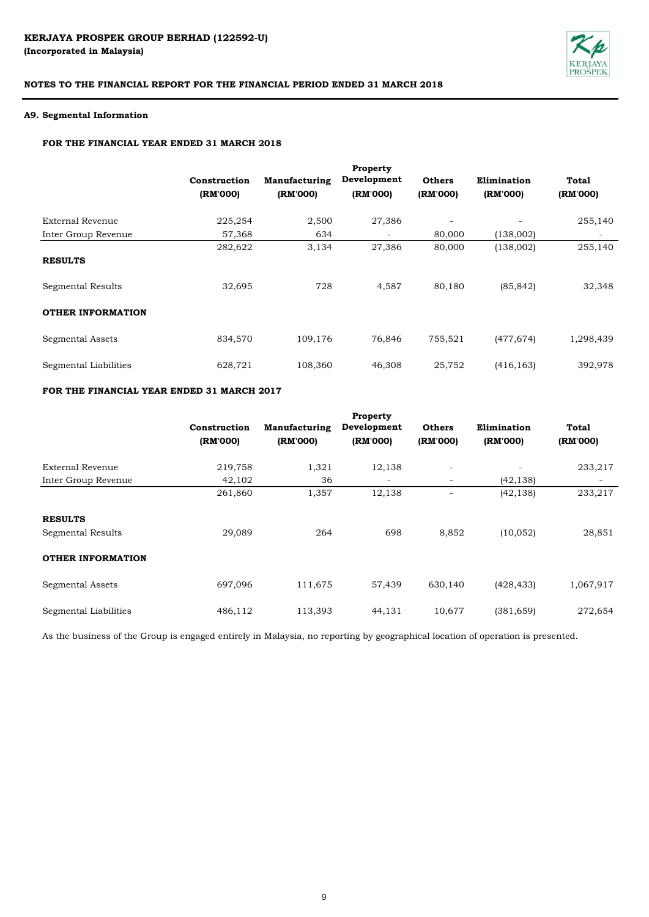### A9. Segmental Information

**FOR THE FINANCIAL YEAR ENDED 31 MARCH 2018**

| | Construction (RM'000) | Manufacturing (RM'000) | Property Development (RM'000) | Others (RM'000) | Elimination (RM'000) | Total (RM'000) |
|---|---|---|---|---|---|---|
| External Revenue | 225,254 | 2,500 | 27,386 | - | - | 255,140 |
| Inter Group Revenue | 57,368 | 634 | - | 80,000 | (138,002) | - |
| | 282,622 | 3,134 | 27,386 | 80,000 | (138,002) | 255,140 |
| **RESULTS** | | | | | | |
| Segmental Results | 32,695 | 728 | 4,587 | 80,180 | (85,842) | 32,348 |
| **OTHER INFORMATION** | | | | | | |
| Segmental Assets | 834,570 | 109,176 | 76,846 | 755,521 | (477,674) | 1,298,439 |
| Segmental Liabilities | 628,721 | 108,360 | 46,308 | 25,752 | (416,163) | 392,978 |

**FOR THE FINANCIAL YEAR ENDED 31 MARCH 2017**

| | Construction (RM'000) | Manufacturing (RM'000) | Property Development (RM'000) | Others (RM'000) | Elimination (RM'000) | Total (RM'000) |
|---|---|---|---|---|---|---|
| External Revenue | 219,758 | 1,321 | 12,138 | - | - | 233,217 |
| Inter Group Revenue | 42,102 | 36 | - | - | (42,138) | - |
| | 261,860 | 1,357 | 12,138 | - | (42,138) | 233,217 |
| **RESULTS** | | | | | | |
| Segmental Results | 29,089 | 264 | 698 | 8,852 | (10,052) | 28,851 |
| **OTHER INFORMATION** | | | | | | |
| Segmental Assets | 697,096 | 111,675 | 57,439 | 630,140 | (428,433) | 1,067,917 |
| Segmental Liabilities | 486,112 | 113,393 | 44,131 | 10,677 | (381,659) | 272,654 |

As the business of the Group is engaged entirely in Malaysia, no reporting by geographical location of operation is presented.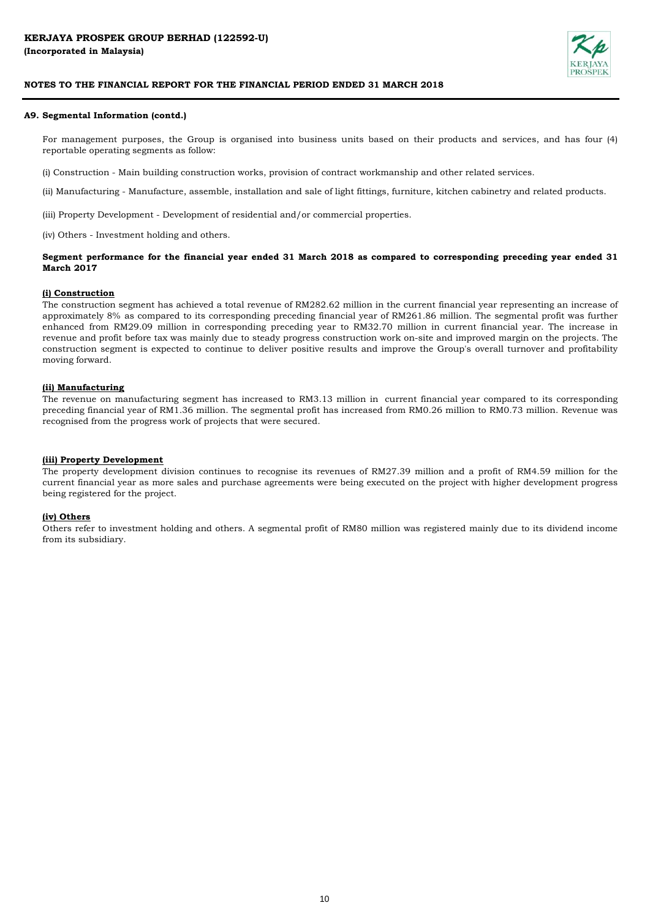### A9. Segmental Information (contd.)

For management purposes, the Group is organised into business units based on their products and services, and has four (4) reportable operating segments as follow:

(i) Construction - Main building construction works, provision of contract workmanship and other related services.

(ii) Manufacturing - Manufacture, assemble, installation and sale of light fittings, furniture, kitchen cabinetry and related products.

(iii) Property Development - Development of residential and/or commercial properties.

(iv) Others - Investment holding and others.

**Segment performance for the financial year ended 31 March 2018 as compared to corresponding preceding year ended 31 March 2017**

**(i) Construction**

The construction segment has achieved a total revenue of RM282.62 million in the current financial year representing an increase of approximately 8% as compared to its corresponding preceding financial year of RM261.86 million. The segmental profit was further enhanced from RM29.09 million in corresponding preceding year to RM32.70 million in current financial year. The increase in revenue and profit before tax was mainly due to steady progress construction work on-site and improved margin on the projects. The construction segment is expected to continue to deliver positive results and improve the Group's overall turnover and profitability moving forward.

**(ii) Manufacturing**

The revenue on manufacturing segment has increased to RM3.13 million in current financial year compared to its corresponding preceding financial year of RM1.36 million. The segmental profit has increased from RM0.26 million to RM0.73 million. Revenue was recognised from the progress work of projects that were secured.

**(iii) Property Development**

The property development division continues to recognise its revenues of RM27.39 million and a profit of RM4.59 million for the current financial year as more sales and purchase agreements were being executed on the project with higher development progress being registered for the project.

**(iv) Others**

Others refer to investment holding and others. A segmental profit of RM80 million was registered mainly due to its dividend income from its subsidiary.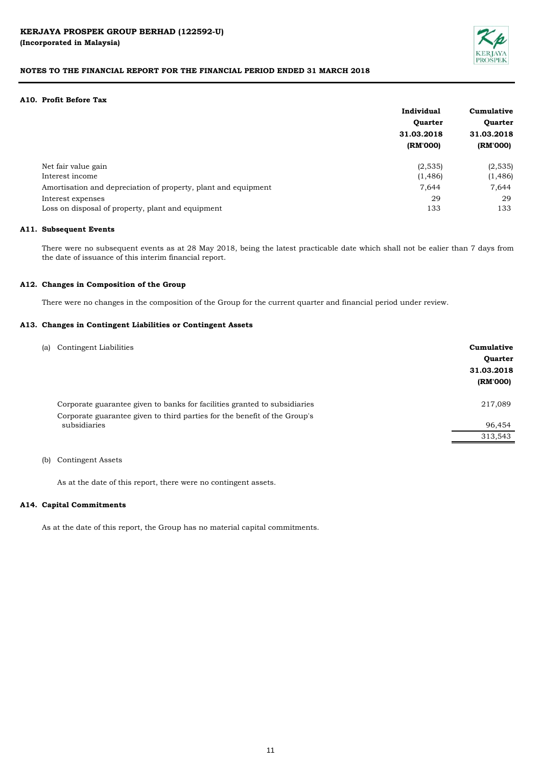KERJAYA PROSPEK GROUP BERHAD (122592-U)
(Incorporated in Malaysia)

NOTES TO THE FINANCIAL REPORT FOR THE FINANCIAL PERIOD ENDED 31 MARCH 2018

### A10. Profit Before Tax

| | Individual Quarter 31.03.2018 (RM'000) | Cumulative Quarter 31.03.2018 (RM'000) |
|---|---|---|
| Net fair value gain | (2,535) | (2,535) |
| Interest income | (1,486) | (1,486) |
| Amortisation and depreciation of property, plant and equipment | 7,644 | 7,644 |
| Interest expenses | 29 | 29 |
| Loss on disposal of property, plant and equipment | 133 | 133 |

### A11. Subsequent Events

There were no subsequent events as at 28 May 2018, being the latest practicable date which shall not be ealier than 7 days from the date of issuance of this interim financial report.

### A12. Changes in Composition of the Group

There were no changes in the composition of the Group for the current quarter and financial period under review.

### A13. Changes in Contingent Liabilities or Contingent Assets

(a) Contingent Liabilities

| | Cumulative Quarter 31.03.2018 (RM'000) |
|---|---|
| Corporate guarantee given to banks for facilities granted to subsidiaries | 217,089 |
| Corporate guarantee given to third parties for the benefit of the Group's subsidiaries | 96,454 |
| | 313,543 |

(b) Contingent Assets

As at the date of this report, there were no contingent assets.

### A14. Capital Commitments

As at the date of this report, the Group has no material capital commitments.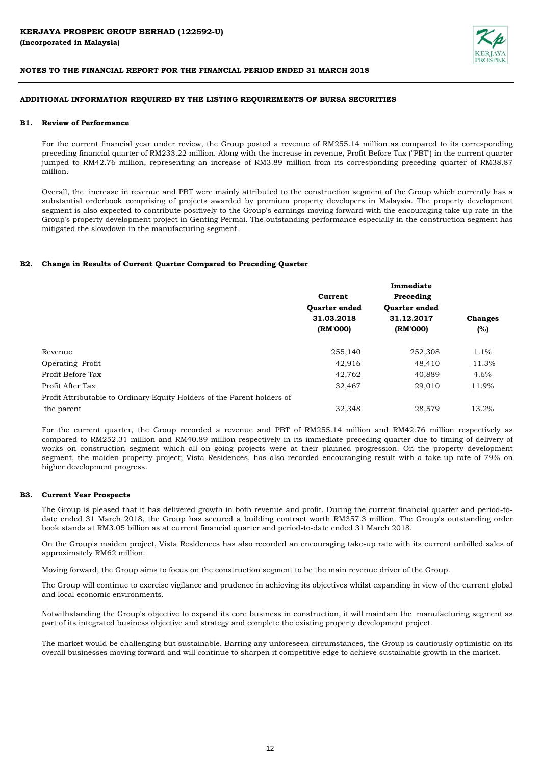**KERJAYA PROSPEK GROUP BERHAD (122592-U)**
**(Incorporated in Malaysia)**

**NOTES TO THE FINANCIAL REPORT FOR THE FINANCIAL PERIOD ENDED 31 MARCH 2018**

**ADDITIONAL INFORMATION REQUIRED BY THE LISTING REQUIREMENTS OF BURSA SECURITIES**

**B1. Review of Performance**

For the current financial year under review, the Group posted a revenue of RM255.14 million as compared to its corresponding preceding financial quarter of RM233.22 million. Along with the increase in revenue, Profit Before Tax ("PBT') in the current quarter jumped to RM42.76 million, representing an increase of RM3.89 million from its corresponding preceding quarter of RM38.87 million.

Overall, the increase in revenue and PBT were mainly attributed to the construction segment of the Group which currently has a substantial orderbook comprising of projects awarded by premium property developers in Malaysia. The property development segment is also expected to contribute positively to the Group's earnings moving forward with the encouraging take up rate in the Group's property development project in Genting Permai. The outstanding performance especially in the construction segment has mitigated the slowdown in the manufacturing segment.

**B2. Change in Results of Current Quarter Compared to Preceding Quarter**

| | Current Quarter ended 31.03.2018 (RM'000) | Immediate Preceding Quarter ended 31.12.2017 (RM'000) | Changes (%) |
|---|---|---|---|
| Revenue | 255,140 | 252,308 | 1.1% |
| Operating Profit | 42,916 | 48,410 | -11.3% |
| Profit Before Tax | 42,762 | 40,889 | 4.6% |
| Profit After Tax | 32,467 | 29,010 | 11.9% |
| Profit Attributable to Ordinary Equity Holders of the Parent holders of the parent | 32,348 | 28,579 | 13.2% |

For the current quarter, the Group recorded a revenue and PBT of RM255.14 million and RM42.76 million respectively as compared to RM252.31 million and RM40.89 million respectively in its immediate preceding quarter due to timing of delivery of works on construction segment which all on going projects were at their planned progression. On the property development segment, the maiden property project; Vista Residences, has also recorded encouranging result with a take-up rate of 79% on higher development progress.

**B3. Current Year Prospects**

The Group is pleased that it has delivered growth in both revenue and profit. During the current financial quarter and period-to-date ended 31 March 2018, the Group has secured a building contract worth RM357.3 million. The Group's outstanding order book stands at RM3.05 billion as at current financial quarter and period-to-date ended 31 March 2018.

On the Group's maiden project, Vista Residences has also recorded an encouraging take-up rate with its current unbilled sales of approximately RM62 million.

Moving forward, the Group aims to focus on the construction segment to be the main revenue driver of the Group.

The Group will continue to exercise vigilance and prudence in achieving its objectives whilst expanding in view of the current global and local economic environments.

Notwithstanding the Group's objective to expand its core business in construction, it will maintain the manufacturing segment as part of its integrated business objective and strategy and complete the existing property development project.

The market would be challenging but sustainable. Barring any unforeseen circumstances, the Group is cautiously optimistic on its overall businesses moving forward and will continue to sharpen it competitive edge to achieve sustainable growth in the market.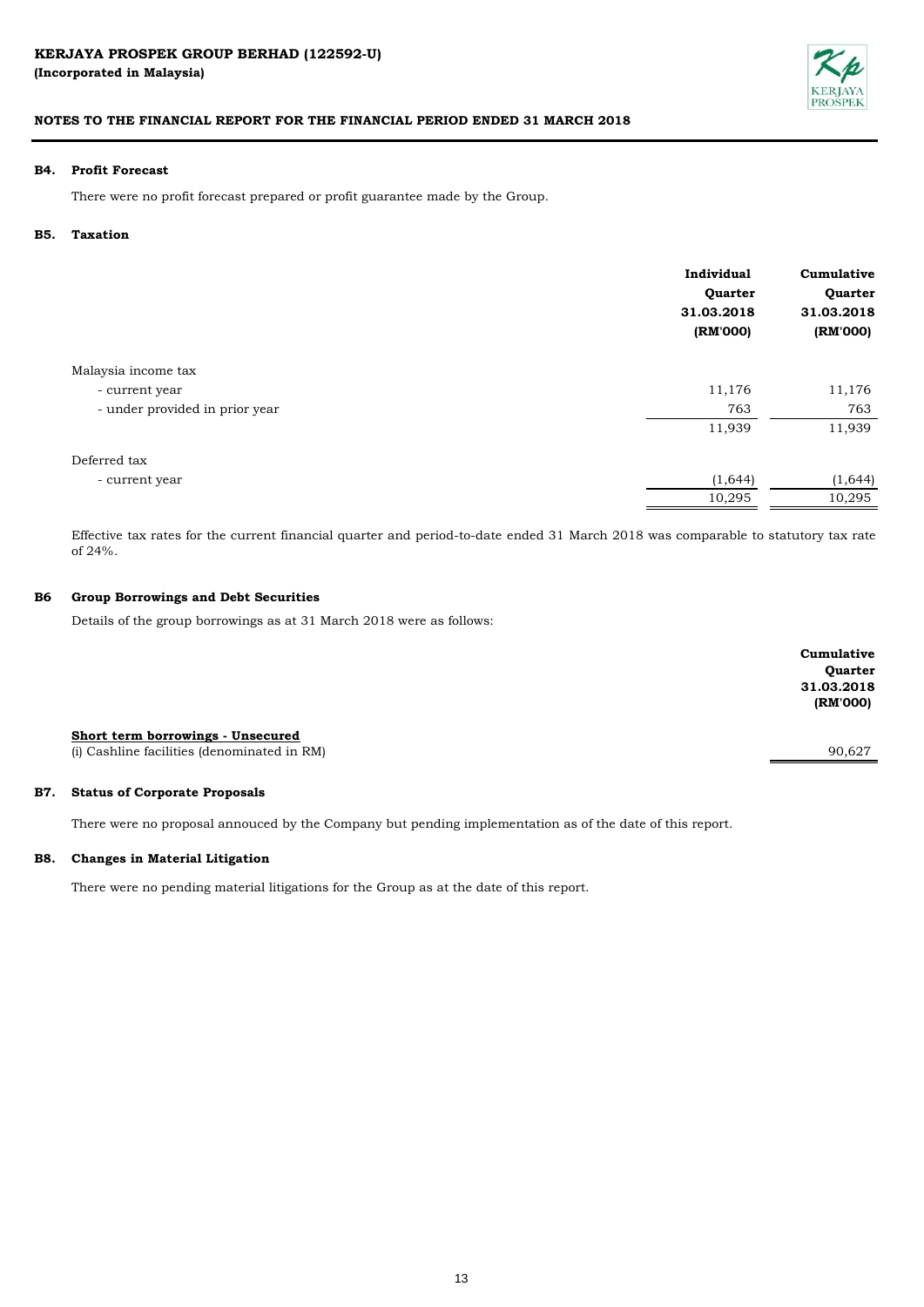KERJAYA PROSPEK GROUP BERHAD (122592-U)
**(Incorporated in Malaysia)**

**NOTES TO THE FINANCIAL REPORT FOR THE FINANCIAL PERIOD ENDED 31 MARCH 2018**

### B4. Profit Forecast

There were no profit forecast prepared or profit guarantee made by the Group.

### B5. Taxation

| | Individual Quarter 31.03.2018 (RM'000) | Cumulative Quarter 31.03.2018 (RM'000) |
|---|---|---|
| Malaysia income tax | | |
| - current year | 11,176 | 11,176 |
| - under provided in prior year | 763 | 763 |
| | 11,939 | 11,939 |
| Deferred tax | | |
| - current year | (1,644) | (1,644) |
| | 10,295 | 10,295 |

Effective tax rates for the current financial quarter and period-to-date ended 31 March 2018 was comparable to statutory tax rate of 24%.

### B6 Group Borrowings and Debt Securities

Details of the group borrowings as at 31 March 2018 were as follows:

| | Cumulative Quarter 31.03.2018 (RM'000) |
|---|---|
| **Short term borrowings - Unsecured** | |
| (i) Cashline facilities (denominated in RM) | 90,627 |

### B7. Status of Corporate Proposals

There were no proposal annouced by the Company but pending implementation as of the date of this report.

### B8. Changes in Material Litigation

There were no pending material litigations for the Group as at the date of this report.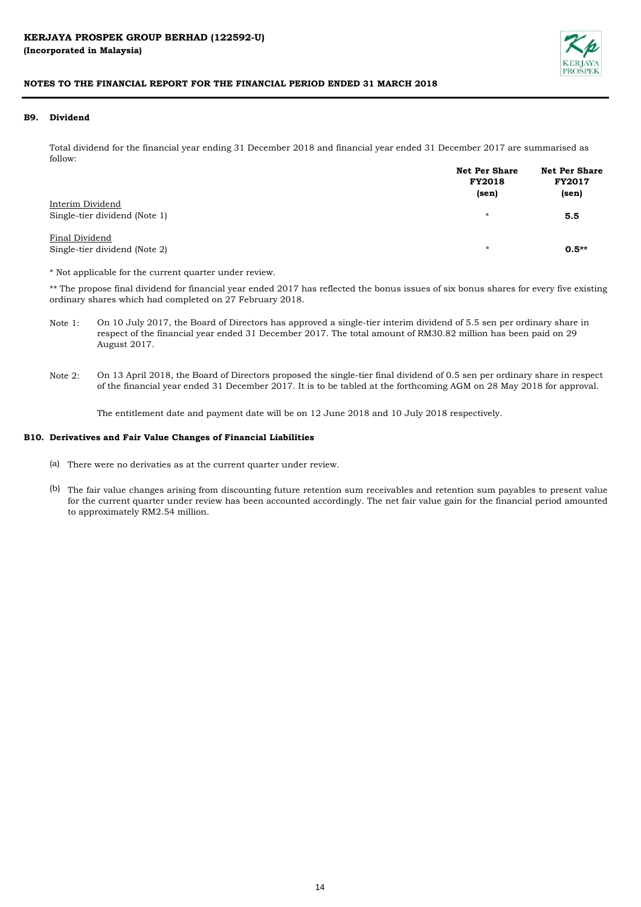**KERJAYA PROSPEK GROUP BERHAD (122592-U)**
**(Incorporated in Malaysia)**

**NOTES TO THE FINANCIAL REPORT FOR THE FINANCIAL PERIOD ENDED 31 MARCH 2018**

## B9. Dividend

Total dividend for the financial year ending 31 December 2018 and financial year ended 31 December 2017 are summarised as follow:

| | Net Per Share FY2018 (sen) | Net Per Share FY2017 (sen) |
|---|---|---|
| Interim Dividend | | |
| Single-tier dividend (Note 1) | * | **5.5** |
| Final Dividend | | |
| Single-tier dividend (Note 2) | * | **0.5**** |

* Not applicable for the current quarter under review.

** The propose final dividend for financial year ended 2017 has reflected the bonus issues of six bonus shares for every five existing ordinary shares which had completed on 27 February 2018.

Note 1: On 10 July 2017, the Board of Directors has approved a single-tier interim dividend of 5.5 sen per ordinary share in respect of the financial year ended 31 December 2017. The total amount of RM30.82 million has been paid on 29 August 2017.

Note 2: On 13 April 2018, the Board of Directors proposed the single-tier final dividend of 0.5 sen per ordinary share in respect of the financial year ended 31 December 2017. It is to be tabled at the forthcoming AGM on 28 May 2018 for approval.

The entitlement date and payment date will be on 12 June 2018 and 10 July 2018 respectively.

## B10. Derivatives and Fair Value Changes of Financial Liabilities

(a) There were no derivaties as at the current quarter under review.

(b) The fair value changes arising from discounting future retention sum receivables and retention sum payables to present value for the current quarter under review has been accounted accordingly. The net fair value gain for the financial period amounted to approximately RM2.54 million.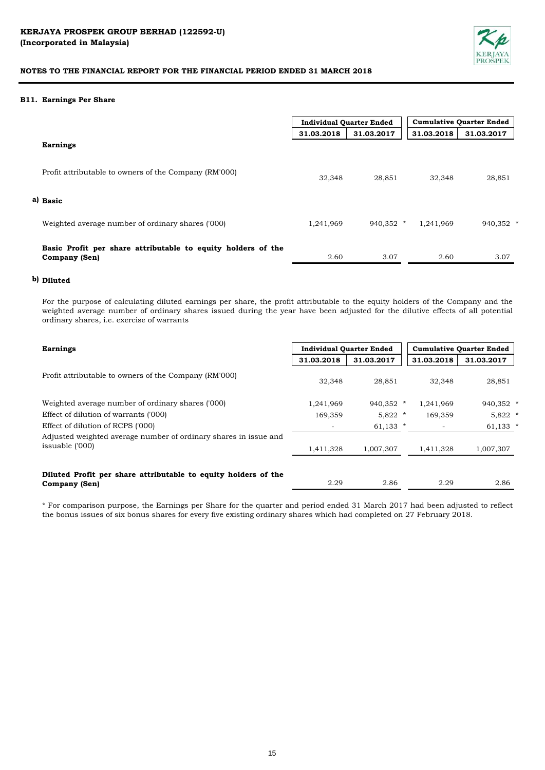**B11. Earnings Per Share**

| | Individual Quarter Ended | | Cumulative Quarter Ended | |
|---|---|---|---|---|
| | 31.03.2018 | 31.03.2017 | 31.03.2018 | 31.03.2017 |
| **Earnings** | | | | |
| Profit attributable to owners of the Company (RM'000) | 32,348 | 28,851 | 32,348 | 28,851 |
| **a) Basic** | | | | |
| Weighted average number of ordinary shares ('000) | 1,241,969 | 940,352 * | 1,241,969 | 940,352 * |
| **Basic Profit per share attributable to equity holders of the Company (Sen)** | 2.60 | 3.07 | 2.60 | 3.07 |

**b) Diluted**

For the purpose of calculating diluted earnings per share, the profit attributable to the equity holders of the Company and the weighted average number of ordinary shares issued during the year have been adjusted for the dilutive effects of all potential ordinary shares, i.e. exercise of warrants

| **Earnings** | Individual Quarter Ended | | Cumulative Quarter Ended | |
|---|---|---|---|---|
| | 31.03.2018 | 31.03.2017 | 31.03.2018 | 31.03.2017 |
| Profit attributable to owners of the Company (RM'000) | 32,348 | 28,851 | 32,348 | 28,851 |
| Weighted average number of ordinary shares ('000) | 1,241,969 | 940,352 * | 1,241,969 | 940,352 * |
| Effect of dilution of warrants ('000) | 169,359 | 5,822 * | 169,359 | 5,822 * |
| Effect of dilution of RCPS ('000) | - | 61,133 * | - | 61,133 * |
| Adjusted weighted average number of ordinary shares in issue and issuable ('000) | 1,411,328 | 1,007,307 | 1,411,328 | 1,007,307 |
| **Diluted Profit per share attributable to equity holders of the Company (Sen)** | 2.29 | 2.86 | 2.29 | 2.86 |

* For comparison purpose, the Earnings per Share for the quarter and period ended 31 March 2017 had been adjusted to reflect the bonus issues of six bonus shares for every five existing ordinary shares which had completed on 27 February 2018.